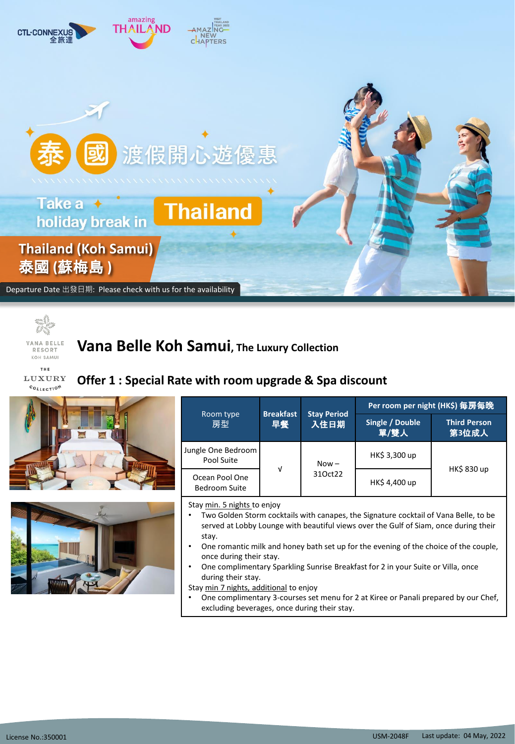# 泰國渡假開心遊優惠

Take a holiday break in **Thailand**

## Thailand (Koh Samui) 泰國 (蘇梅島 )

Departure Date 出發日期: Please check with us for the availability

VANA BELLE RESORT KOH SAMUI

THE LUXURY COLLECTION

## Vana Belle Koh Samui, The Luxury Collection

### Offer 1 : Special Rate with room upgrade & Spa discount

| Room type 房型 | Breakfast 早餐 | Stay Period 入住日期 | Per room per night (HK$) 每房每晚 | |
|---|---|---|---|---|
| | | | Single / Double 單/雙人 | Third Person 第3位成人 |
| Jungle One Bedroom Pool Suite | √ | Now – 31Oct22 | HK$ 3,300 up | HK$ 830 up |
| Ocean Pool One Bedroom Suite | √ | Now – 31Oct22 | HK$ 4,400 up | HK$ 830 up |

Stay min. 5 nights to enjoy

- Two Golden Storm cocktails with canapes, the Signature cocktail of Vana Belle, to be served at Lobby Lounge with beautiful views over the Gulf of Siam, once during their stay.
- One romantic milk and honey bath set up for the evening of the choice of the couple, once during their stay.
- One complimentary Sparkling Sunrise Breakfast for 2 in your Suite or Villa, once during their stay.

Stay min 7 nights, additional to enjoy

- One complimentary 3-courses set menu for 2 at Kiree or Panali prepared by our Chef, excluding beverages, once during their stay.

License No.:350001

USM-2048F Last update: 04 May, 2022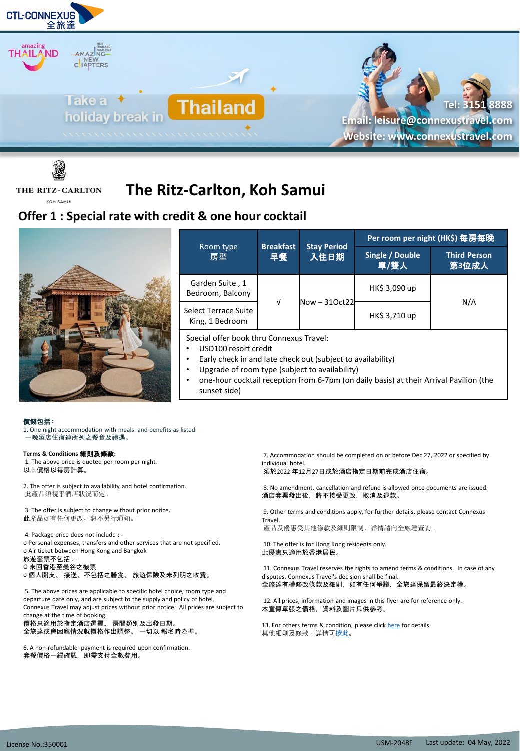CTL-CONNEXUS 全旅達

amazing THAILAND

Take a holiday break in **Thailand**

**Tel: 3151 8888**
**Email: leisure@connexustravel.com**
**Website: www.connexustravel.com**

THE RITZ-CARLTON
KOH SAMUI

# The Ritz-Carlton, Koh Samui

## Offer 1 : Special rate with credit & one hour cocktail

| Room type 房型 | Breakfast 早餐 | Stay Period 入住日期 | Per room per night (HK$) 每房每晚 | |
|---|---|---|---|---|
| | | | Single / Double 單/雙人 | Third Person 第3位成人 |
| Garden Suite , 1 Bedroom, Balcony | √ | Now – 31Oct22 | HK$ 3,090 up | N/A |
| Select Terrace Suite King, 1 Bedroom | | | HK$ 3,710 up | |

Special offer book thru Connexus Travel:

- USD100 resort credit
- Early check in and late check out (subject to availability)
- Upgrade of room type (subject to availability)
- one-hour cocktail reception from 6-7pm (on daily basis) at their Arrival Pavilion (the sunset side)

**價錢包括：**
1. One night accommodation with meals and benefits as listed.
一晚酒店住宿連所列之餐食及禮遇。

**Terms & Conditions 細則及條款:**

1. The above price is quoted per room per night.
以上價格以每房計算。

2. The offer is subject to availability and hotel confirmation.
此產品須視乎酒店狀況而定。

3. The offer is subject to change without prior notice.
此產品如有任何更改，恕不另行通知。

4. Package price does not include : -
o Personal expenses, transfers and other services that are not specified.
o Air ticket between Hong Kong and Bangkok
旅遊套票不包括：-
O 來回香港至曼谷之機票
o 個人開支、 接送、不包括之膳食、 旅遊保險及未列明之收費。

5. The above prices are applicable to specific hotel choice, room type and departure date only, and are subject to the supply and policy of hotel. Connexus Travel may adjust prices without prior notice. All prices are subject to change at the time of booking.
價格只適用於指定酒店選擇、 房間類別及出發日期。
全旅達或會因應情況就價格作出調整。 一切以 報名時為準。

6. A non-refundable payment is required upon confirmation.
套餐價格一經確認，即需支付全數費用。

7. Accommodation should be completed on or before Dec 27, 2022 or specified by individual hotel.
須於2022 年12月27日或於酒店指定日期前完成酒店住宿。

8. No amendment, cancellation and refund is allowed once documents are issued.
酒店套票發出後，將不接受更改，取消及退款。

9. Other terms and conditions apply, for further details, please contact Connexus Travel.
產品及優惠受其他條款及細則限制，詳情請向全旅達查詢。

10. The offer is for Hong Kong residents only.
此優惠只適用於香港居民。

11. Connexus Travel reserves the rights to amend terms & conditions. In case of any disputes, Connexus Travel's decision shall be final.
全旅達有權修改條款及細則，如有任何爭議，全旅達保留最終決定權。

12. All prices, information and images in this flyer are for reference only.
本宣傳單張之價格，資料及圖片只供參考。

13. For others terms & condition, please click here for details.
其他細則及條款，詳情可按此。

License No.:350001

USM-2048F Last update: 04 May, 2022